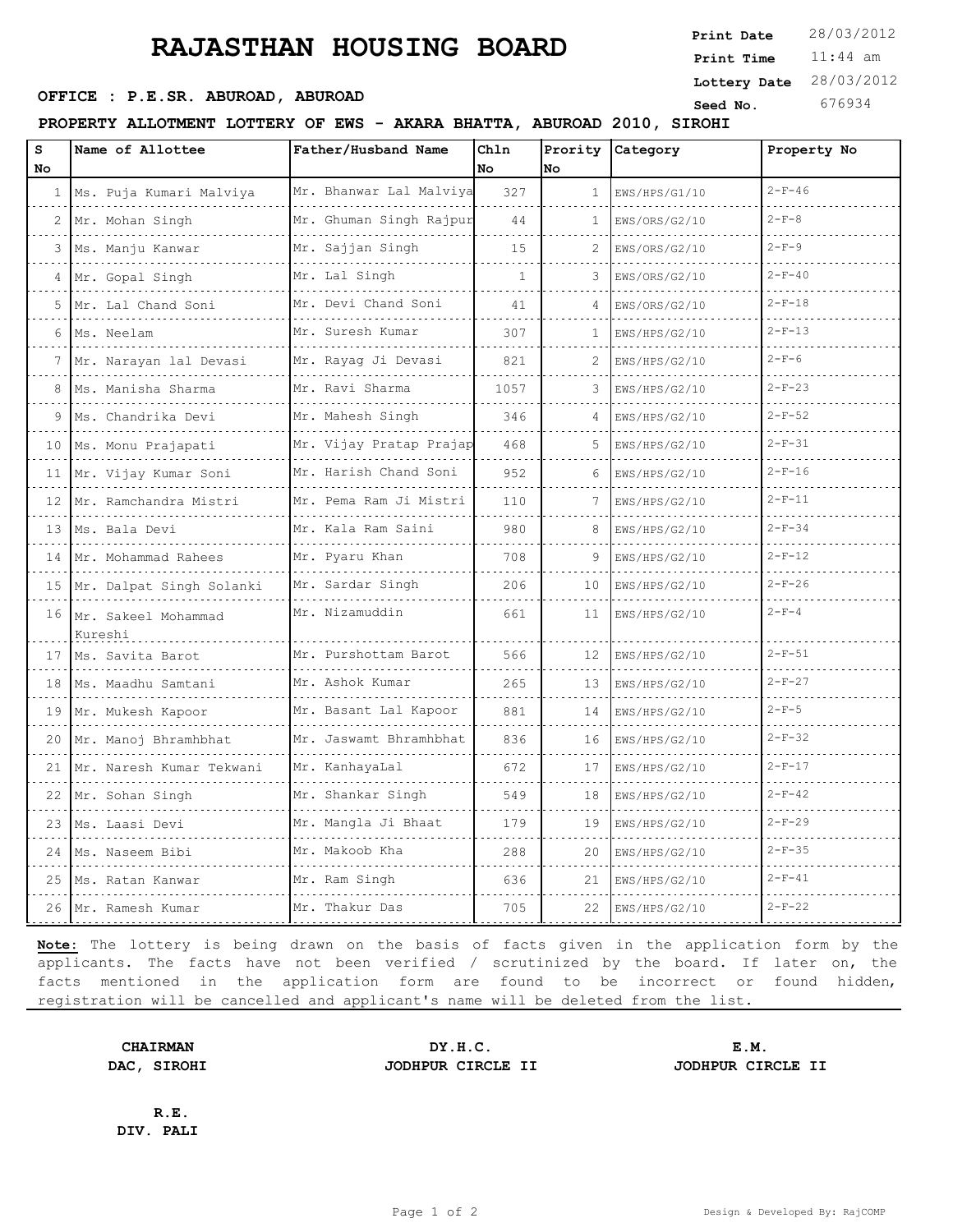# RAJASTHAN HOUSING BOARD

**Print Date** 28/03/2012
**Print Time** 11:44 am
**Lottery Date** 28/03/2012
**Seed No.** 676934

**OFFICE : P.E.SR. ABUROAD, ABUROAD**

**PROPERTY ALLOTMENT LOTTERY OF EWS - AKARA BHATTA, ABUROAD 2010, SIROHI**

| S No | Name of Allottee | Father/Husband Name | Chln No | Prority No | Category | Property No |
|---|---|---|---|---|---|---|
| 1 | Ms. Puja Kumari Malviya | Mr. Bhanwar Lal Malviya | 327 | 1 | EWS/HPS/G1/10 | 2-F-46 |
| 2 | Mr. Mohan Singh | Mr. Ghuman Singh Rajpur | 44 | 1 | EWS/ORS/G2/10 | 2-F-8 |
| 3 | Ms. Manju Kanwar | Mr. Sajjan Singh | 15 | 2 | EWS/ORS/G2/10 | 2-F-9 |
| 4 | Mr. Gopal Singh | Mr. Lal Singh | 1 | 3 | EWS/ORS/G2/10 | 2-F-40 |
| 5 | Mr. Lal Chand Soni | Mr. Devi Chand Soni | 41 | 4 | EWS/ORS/G2/10 | 2-F-18 |
| 6 | Ms. Neelam | Mr. Suresh Kumar | 307 | 1 | EWS/HPS/G2/10 | 2-F-13 |
| 7 | Mr. Narayan lal Devasi | Mr. Rayag Ji Devasi | 821 | 2 | EWS/HPS/G2/10 | 2-F-6 |
| 8 | Ms. Manisha Sharma | Mr. Ravi Sharma | 1057 | 3 | EWS/HPS/G2/10 | 2-F-23 |
| 9 | Ms. Chandrika Devi | Mr. Mahesh Singh | 346 | 4 | EWS/HPS/G2/10 | 2-F-52 |
| 10 | Ms. Monu Prajapati | Mr. Vijay Pratap Prajap | 468 | 5 | EWS/HPS/G2/10 | 2-F-31 |
| 11 | Mr. Vijay Kumar Soni | Mr. Harish Chand Soni | 952 | 6 | EWS/HPS/G2/10 | 2-F-16 |
| 12 | Mr. Ramchandra Mistri | Mr. Pema Ram Ji Mistri | 110 | 7 | EWS/HPS/G2/10 | 2-F-11 |
| 13 | Ms. Bala Devi | Mr. Kala Ram Saini | 980 | 8 | EWS/HPS/G2/10 | 2-F-34 |
| 14 | Mr. Mohammad Rahees | Mr. Pyaru Khan | 708 | 9 | EWS/HPS/G2/10 | 2-F-12 |
| 15 | Mr. Dalpat Singh Solanki | Mr. Sardar Singh | 206 | 10 | EWS/HPS/G2/10 | 2-F-26 |
| 16 | Mr. Sakeel Mohammad Kureshi | Mr. Nizamuddin | 661 | 11 | EWS/HPS/G2/10 | 2-F-4 |
| 17 | Ms. Savita Barot | Mr. Purshottam Barot | 566 | 12 | EWS/HPS/G2/10 | 2-F-51 |
| 18 | Ms. Maadhu Samtani | Mr. Ashok Kumar | 265 | 13 | EWS/HPS/G2/10 | 2-F-27 |
| 19 | Mr. Mukesh Kapoor | Mr. Basant Lal Kapoor | 881 | 14 | EWS/HPS/G2/10 | 2-F-5 |
| 20 | Mr. Manoj Bhramhbhat | Mr. Jaswamt Bhramhbhat | 836 | 16 | EWS/HPS/G2/10 | 2-F-32 |
| 21 | Mr. Naresh Kumar Tekwani | Mr. KanhayaLal | 672 | 17 | EWS/HPS/G2/10 | 2-F-17 |
| 22 | Mr. Sohan Singh | Mr. Shankar Singh | 549 | 18 | EWS/HPS/G2/10 | 2-F-42 |
| 23 | Ms. Laasi Devi | Mr. Mangla Ji Bhaat | 179 | 19 | EWS/HPS/G2/10 | 2-F-29 |
| 24 | Ms. Naseem Bibi | Mr. Makoob Kha | 288 | 20 | EWS/HPS/G2/10 | 2-F-35 |
| 25 | Ms. Ratan Kanwar | Mr. Ram Singh | 636 | 21 | EWS/HPS/G2/10 | 2-F-41 |
| 26 | Mr. Ramesh Kumar | Mr. Thakur Das | 705 | 22 | EWS/HPS/G2/10 | 2-F-22 |

**Note:** The lottery is being drawn on the basis of facts given in the application form by the applicants. The facts have not been verified / scrutinized by the board. If later on, the facts mentioned in the application form are found to be incorrect or found hidden, registration will be cancelled and applicant's name will be deleted from the list.

**CHAIRMAN**
**DAC, SIROHI**

**DY.H.C.**
**JODHPUR CIRCLE II**

**E.M.**
**JODHPUR CIRCLE II**

**R.E.**
**DIV. PALI**

Design & Developed By: RajCOMP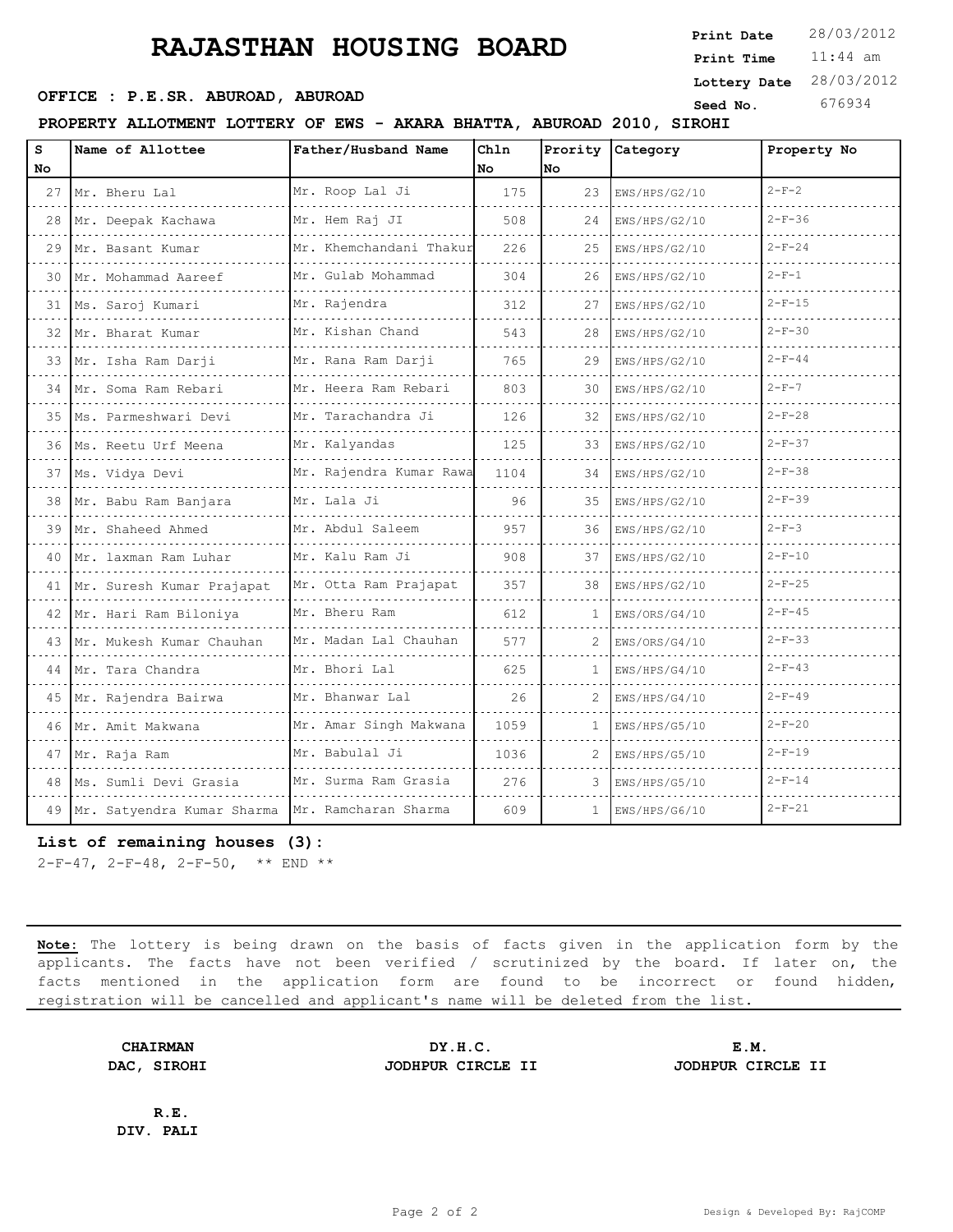# RAJASTHAN HOUSING BOARD

**Print Date** 28/03/2012
**Print Time** 11:44 am
**Lottery Date** 28/03/2012
**Seed No.** 676934

**OFFICE : P.E.SR. ABUROAD, ABUROAD**

**PROPERTY ALLOTMENT LOTTERY OF EWS - AKARA BHATTA, ABUROAD 2010, SIROHI**

| S No | Name of Allottee | Father/Husband Name | Chln No | Prority No | Category | Property No |
|---|---|---|---|---|---|---|
| 27 | Mr. Bheru Lal | Mr. Roop Lal Ji | 175 | 23 | EWS/HPS/G2/10 | 2-F-2 |
| 28 | Mr. Deepak Kachawa | Mr. Hem Raj JI | 508 | 24 | EWS/HPS/G2/10 | 2-F-36 |
| 29 | Mr. Basant Kumar | Mr. Khemchandani Thakur | 226 | 25 | EWS/HPS/G2/10 | 2-F-24 |
| 30 | Mr. Mohammad Aareef | Mr. Gulab Mohammad | 304 | 26 | EWS/HPS/G2/10 | 2-F-1 |
| 31 | Ms. Saroj Kumari | Mr. Rajendra | 312 | 27 | EWS/HPS/G2/10 | 2-F-15 |
| 32 | Mr. Bharat Kumar | Mr. Kishan Chand | 543 | 28 | EWS/HPS/G2/10 | 2-F-30 |
| 33 | Mr. Isha Ram Darji | Mr. Rana Ram Darji | 765 | 29 | EWS/HPS/G2/10 | 2-F-44 |
| 34 | Mr. Soma Ram Rebari | Mr. Heera Ram Rebari | 803 | 30 | EWS/HPS/G2/10 | 2-F-7 |
| 35 | Ms. Parmeshwari Devi | Mr. Tarachandra Ji | 126 | 32 | EWS/HPS/G2/10 | 2-F-28 |
| 36 | Ms. Reetu Urf Meena | Mr. Kalyandas | 125 | 33 | EWS/HPS/G2/10 | 2-F-37 |
| 37 | Ms. Vidya Devi | Mr. Rajendra Kumar Rawa | 1104 | 34 | EWS/HPS/G2/10 | 2-F-38 |
| 38 | Mr. Babu Ram Banjara | Mr. Lala Ji | 96 | 35 | EWS/HPS/G2/10 | 2-F-39 |
| 39 | Mr. Shaheed Ahmed | Mr. Abdul Saleem | 957 | 36 | EWS/HPS/G2/10 | 2-F-3 |
| 40 | Mr. laxman Ram Luhar | Mr. Kalu Ram Ji | 908 | 37 | EWS/HPS/G2/10 | 2-F-10 |
| 41 | Mr. Suresh Kumar Prajapat | Mr. Otta Ram Prajapat | 357 | 38 | EWS/HPS/G2/10 | 2-F-25 |
| 42 | Mr. Hari Ram Biloniya | Mr. Bheru Ram | 612 | 1 | EWS/ORS/G4/10 | 2-F-45 |
| 43 | Mr. Mukesh Kumar Chauhan | Mr. Madan Lal Chauhan | 577 | 2 | EWS/ORS/G4/10 | 2-F-33 |
| 44 | Mr. Tara Chandra | Mr. Bhori Lal | 625 | 1 | EWS/HPS/G4/10 | 2-F-43 |
| 45 | Mr. Rajendra Bairwa | Mr. Bhanwar Lal | 26 | 2 | EWS/HPS/G4/10 | 2-F-49 |
| 46 | Mr. Amit Makwana | Mr. Amar Singh Makwana | 1059 | 1 | EWS/HPS/G5/10 | 2-F-20 |
| 47 | Mr. Raja Ram | Mr. Babulal Ji | 1036 | 2 | EWS/HPS/G5/10 | 2-F-19 |
| 48 | Ms. Sumli Devi Grasia | Mr. Surma Ram Grasia | 276 | 3 | EWS/HPS/G5/10 | 2-F-14 |
| 49 | Mr. Satyendra Kumar Sharma | Mr. Ramcharan Sharma | 609 | 1 | EWS/HPS/G6/10 | 2-F-21 |

**List of remaining houses (3):**

2-F-47, 2-F-48, 2-F-50, ** END **

**Note:** The lottery is being drawn on the basis of facts given in the application form by the applicants. The facts have not been verified / scrutinized by the board. If later on, the facts mentioned in the application form are found to be incorrect or found hidden, registration will be cancelled and applicant's name will be deleted from the list.

**CHAIRMAN**
**DAC, SIROHI**

**DY.H.C.**
**JODHPUR CIRCLE II**

**E.M.**
**JODHPUR CIRCLE II**

**R.E.**
**DIV. PALI**

Design & Developed By: RajCOMP